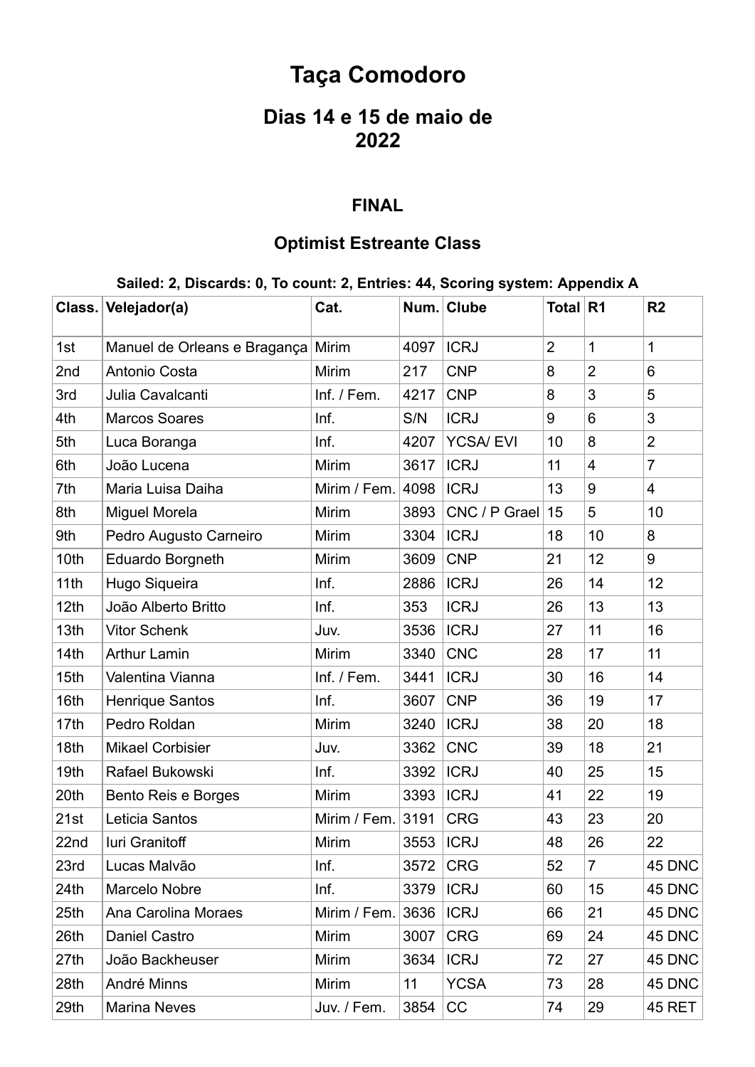# Taça Comodoro

## Dias 14 e 15 de maio de 2022

### FINAL

### Optimist Estreante Class

**Sailed: 2, Discards: 0, To count: 2, Entries: 44, Scoring system: Appendix A**

| Class. | Velejador(a) | Cat. | Num. | Clube | Total | R1 | R2 |
|---|---|---|---|---|---|---|---|
| 1st | Manuel de Orleans e Bragança | Mirim | 4097 | ICRJ | 2 | 1 | 1 |
| 2nd | Antonio Costa | Mirim | 217 | CNP | 8 | 2 | 6 |
| 3rd | Julia Cavalcanti | Inf. / Fem. | 4217 | CNP | 8 | 3 | 5 |
| 4th | Marcos Soares | Inf. | S/N | ICRJ | 9 | 6 | 3 |
| 5th | Luca Boranga | Inf. | 4207 | YCSA/ EVI | 10 | 8 | 2 |
| 6th | João Lucena | Mirim | 3617 | ICRJ | 11 | 4 | 7 |
| 7th | Maria Luisa Daiha | Mirim / Fem. | 4098 | ICRJ | 13 | 9 | 4 |
| 8th | Miguel Morela | Mirim | 3893 | CNC / P Grael | 15 | 5 | 10 |
| 9th | Pedro Augusto Carneiro | Mirim | 3304 | ICRJ | 18 | 10 | 8 |
| 10th | Eduardo Borgneth | Mirim | 3609 | CNP | 21 | 12 | 9 |
| 11th | Hugo Siqueira | Inf. | 2886 | ICRJ | 26 | 14 | 12 |
| 12th | João Alberto Britto | Inf. | 353 | ICRJ | 26 | 13 | 13 |
| 13th | Vitor Schenk | Juv. | 3536 | ICRJ | 27 | 11 | 16 |
| 14th | Arthur Lamin | Mirim | 3340 | CNC | 28 | 17 | 11 |
| 15th | Valentina Vianna | Inf. / Fem. | 3441 | ICRJ | 30 | 16 | 14 |
| 16th | Henrique Santos | Inf. | 3607 | CNP | 36 | 19 | 17 |
| 17th | Pedro Roldan | Mirim | 3240 | ICRJ | 38 | 20 | 18 |
| 18th | Mikael Corbisier | Juv. | 3362 | CNC | 39 | 18 | 21 |
| 19th | Rafael Bukowski | Inf. | 3392 | ICRJ | 40 | 25 | 15 |
| 20th | Bento Reis e Borges | Mirim | 3393 | ICRJ | 41 | 22 | 19 |
| 21st | Leticia Santos | Mirim / Fem. | 3191 | CRG | 43 | 23 | 20 |
| 22nd | Iuri Granitoff | Mirim | 3553 | ICRJ | 48 | 26 | 22 |
| 23rd | Lucas Malvão | Inf. | 3572 | CRG | 52 | 7 | 45 DNC |
| 24th | Marcelo Nobre | Inf. | 3379 | ICRJ | 60 | 15 | 45 DNC |
| 25th | Ana Carolina Moraes | Mirim / Fem. | 3636 | ICRJ | 66 | 21 | 45 DNC |
| 26th | Daniel Castro | Mirim | 3007 | CRG | 69 | 24 | 45 DNC |
| 27th | João Backheuser | Mirim | 3634 | ICRJ | 72 | 27 | 45 DNC |
| 28th | André Minns | Mirim | 11 | YCSA | 73 | 28 | 45 DNC |
| 29th | Marina Neves | Juv. / Fem. | 3854 | CC | 74 | 29 | 45 RET |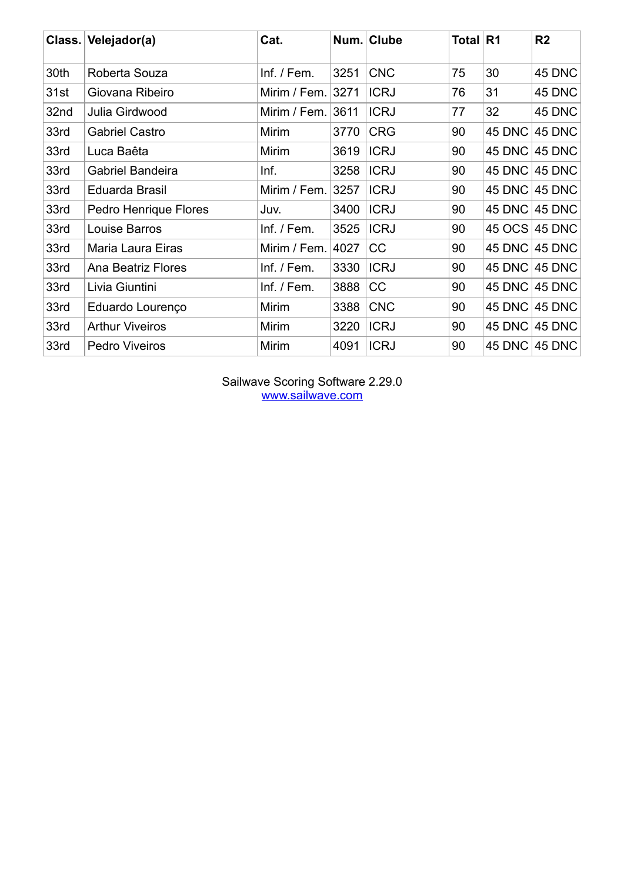| Class. | Velejador(a) | Cat. | Num. | Clube | Total | R1 | R2 |
|---|---|---|---|---|---|---|---|
| 30th | Roberta Souza | Inf. / Fem. | 3251 | CNC | 75 | 30 | 45 DNC |
| 31st | Giovana Ribeiro | Mirim / Fem. | 3271 | ICRJ | 76 | 31 | 45 DNC |
| 32nd | Julia Girdwood | Mirim / Fem. | 3611 | ICRJ | 77 | 32 | 45 DNC |
| 33rd | Gabriel Castro | Mirim | 3770 | CRG | 90 | 45 DNC | 45 DNC |
| 33rd | Luca Baêta | Mirim | 3619 | ICRJ | 90 | 45 DNC | 45 DNC |
| 33rd | Gabriel Bandeira | Inf. | 3258 | ICRJ | 90 | 45 DNC | 45 DNC |
| 33rd | Eduarda Brasil | Mirim / Fem. | 3257 | ICRJ | 90 | 45 DNC | 45 DNC |
| 33rd | Pedro Henrique Flores | Juv. | 3400 | ICRJ | 90 | 45 DNC | 45 DNC |
| 33rd | Louise Barros | Inf. / Fem. | 3525 | ICRJ | 90 | 45 OCS | 45 DNC |
| 33rd | Maria Laura Eiras | Mirim / Fem. | 4027 | CC | 90 | 45 DNC | 45 DNC |
| 33rd | Ana Beatriz Flores | Inf. / Fem. | 3330 | ICRJ | 90 | 45 DNC | 45 DNC |
| 33rd | Livia Giuntini | Inf. / Fem. | 3888 | CC | 90 | 45 DNC | 45 DNC |
| 33rd | Eduardo Lourenço | Mirim | 3388 | CNC | 90 | 45 DNC | 45 DNC |
| 33rd | Arthur Viveiros | Mirim | 3220 | ICRJ | 90 | 45 DNC | 45 DNC |
| 33rd | Pedro Viveiros | Mirim | 4091 | ICRJ | 90 | 45 DNC | 45 DNC |

Sailwave Scoring Software 2.29.0
www.sailwave.com